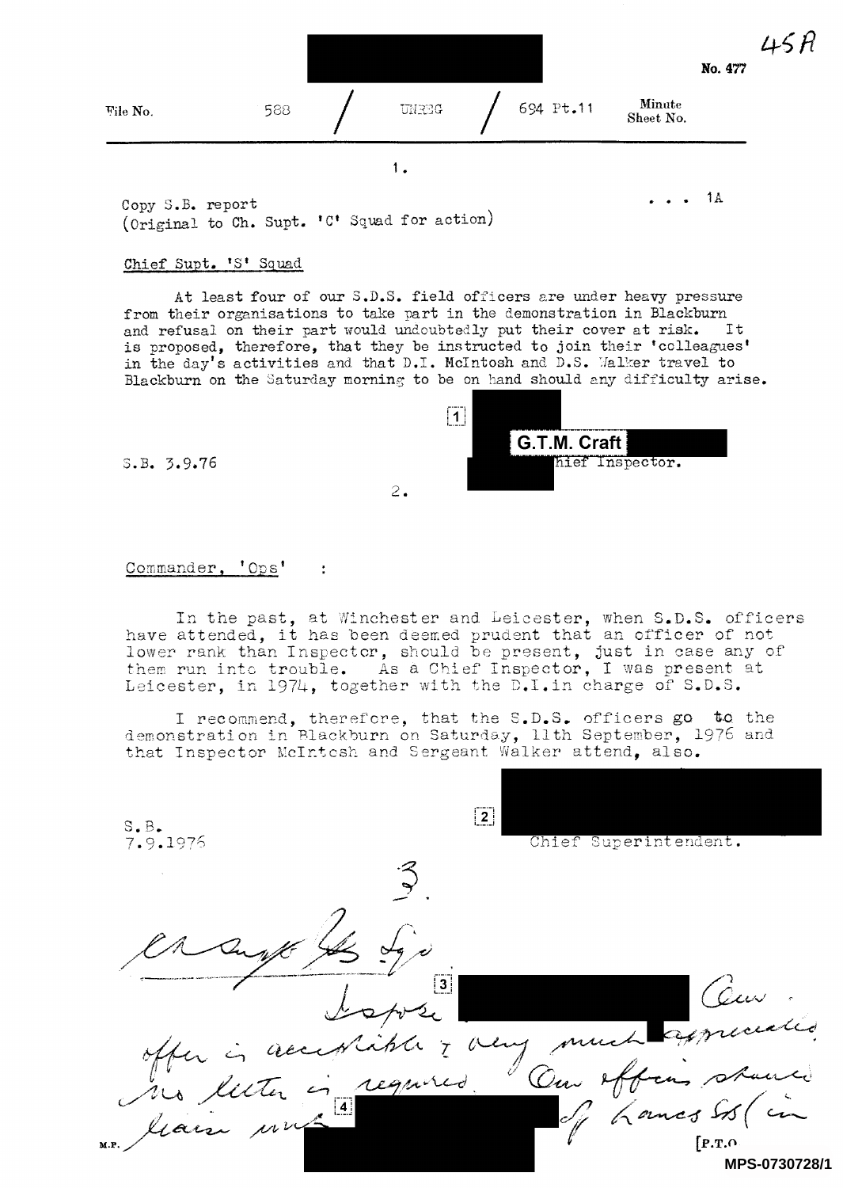45A

No. 477

| File No. | 588 | / | UNREG | / | 694 Pt.11 | Minute Sheet No. |
|---|---|---|---|---|---|---|

1.

Copy S.B. report ... 1A
(Original to Ch. Supt. 'C' Squad for action)

Chief Supt. 'S' Squad

At least four of our S.D.S. field officers are under heavy pressure from their organisations to take part in the demonstration in Blackburn and refusal on their part would undoubtedly put their cover at risk. It is proposed, therefore, that they be instructed to join their 'colleagues' in the day's activities and that D.I. McIntosh and D.S. Walker travel to Blackburn on the Saturday morning to be on hand should any difficulty arise.

[1] G.T.M. Craft
Chief Inspector.

S.B. 3.9.76

2.

Commander, 'Ops' :

In the past, at Winchester and Leicester, when S.D.S. officers have attended, it has been deemed prudent that an officer of not lower rank than Inspector, should be present, just in case any of them run into trouble. As a Chief Inspector, I was present at Leicester, in 1974, together with the D.I. in charge of S.D.S.

I recommend, therefore, that the S.D.S. officers go to the demonstration in Blackburn on Saturday, 11th September, 1976 and that Inspector McIntosh and Sergeant Walker attend, also.

[2]
Chief Superintendent.

S.B.
7.9.1976

3.

Ch Supt 'S' Sqd

Inspr [3] Our offer is acceptable & very much appreciated. No letter is required. Our officers should liaise with [4] of Lancs SB (in

[P.T.O.

MPS-0730728/1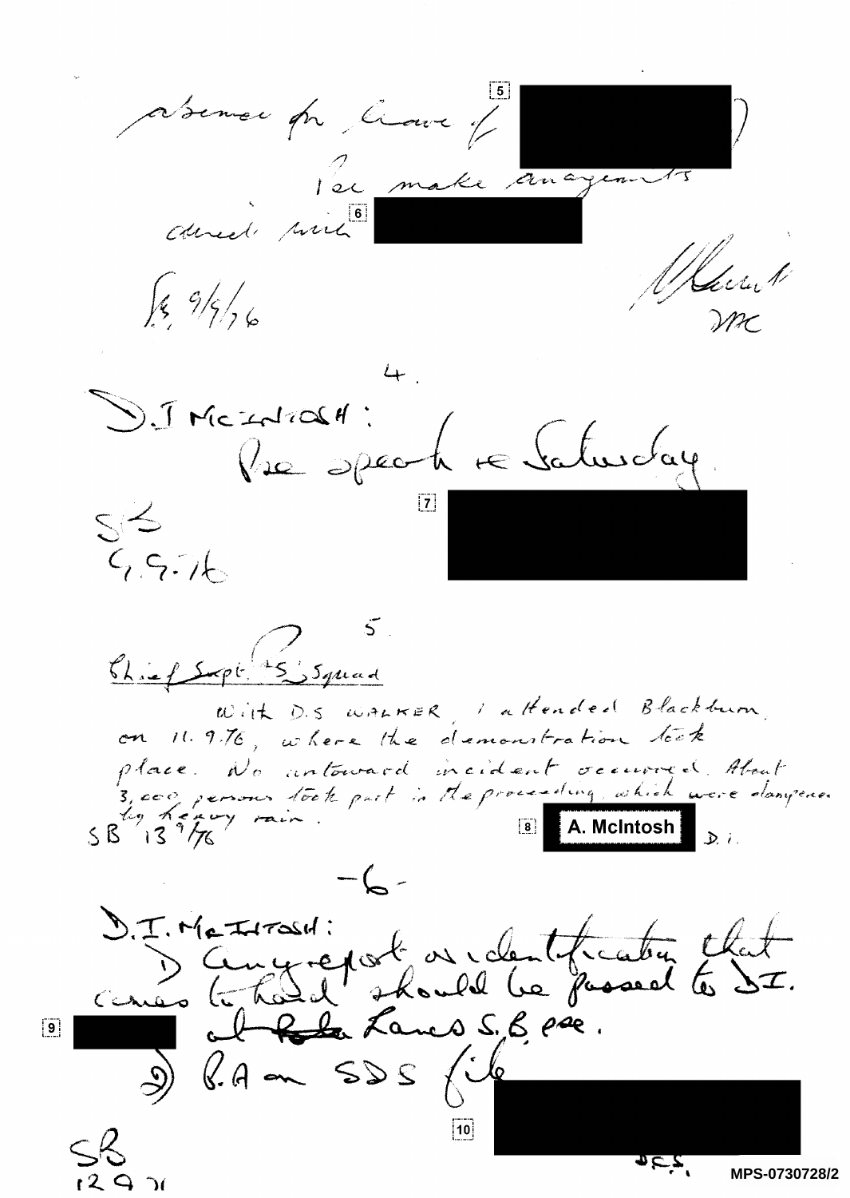absence for leave ( [5] )

Pse make arrangements

direct with [6]

SB 9/9/76

[signature]

DAC

4.

D.I McIntosh:

Pse speak re Saturday.

[7]

SB

9.9.76

5.

Chief Supt. 'S' Squad

With D.S. WALKER, I attended Blackburn on 11.9.76, where the demonstration took place. No untoward incident occurred. About 3,000 persons took part in the proceedings which were dampened by heavy rain.

SB 13/9/76

[8] A. McIntosh D.I.

-6-

D.I. McIntosh:

1) Any report or identification that comes to hand should be passed to D.I. [9] at ~~Pola~~ Lancs S.B. pse.

2) B.A on SDS file

[10]

SB

12.9.76

D.C.S.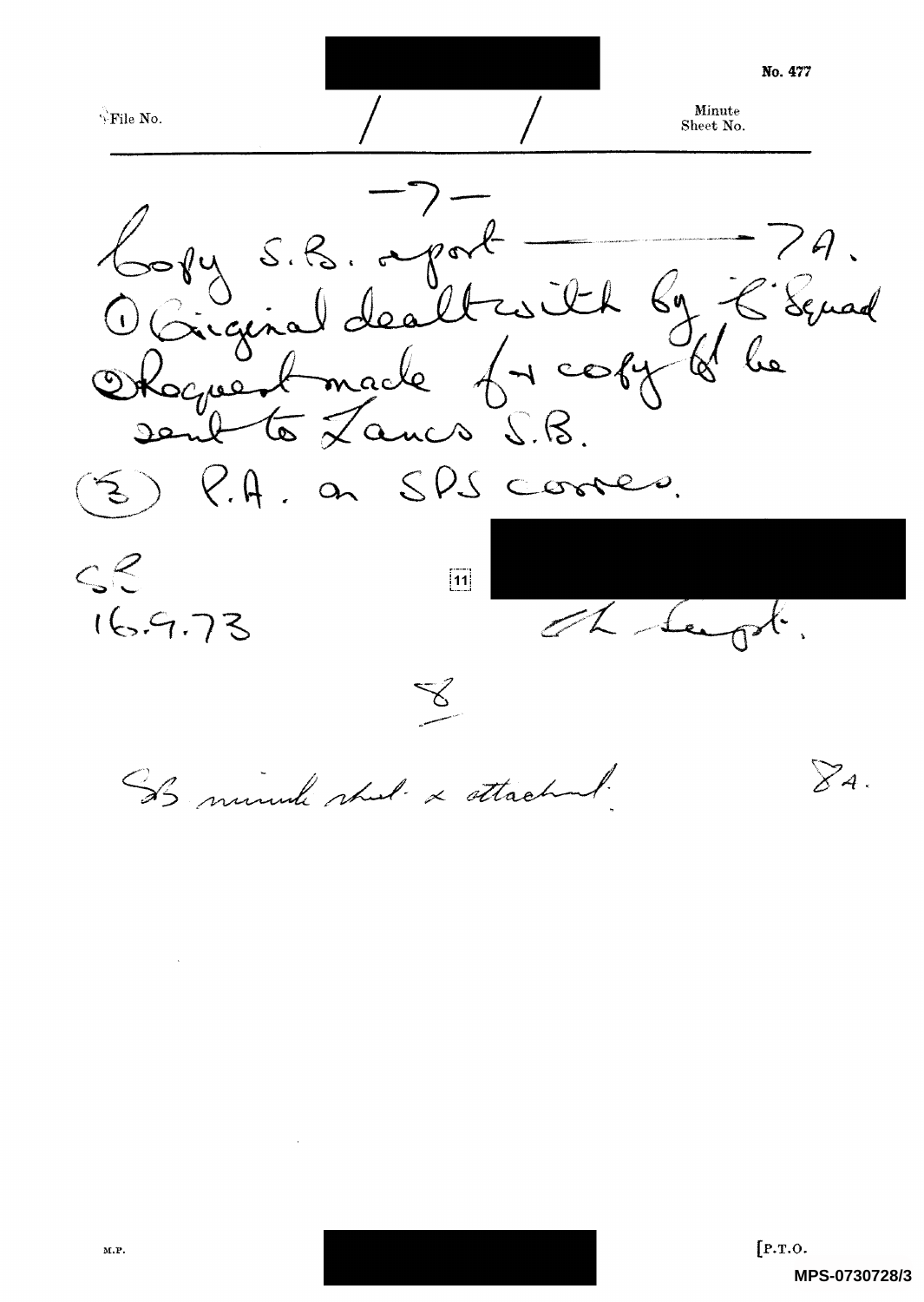No. 477

File No. / / Minute Sheet No.

-7-

Copy S.B. report ——— 7A.

1. Original dealt with by 'B' Squad
2. Request made for copy to be sent to Lancs S.B.
3. P.A. on SPS corres.

SE
16.9.73

11

Ch Sergt.

8

SB minute sheet x attached. 8A.

M.P.

[P.T.O.

MPS-0730728/3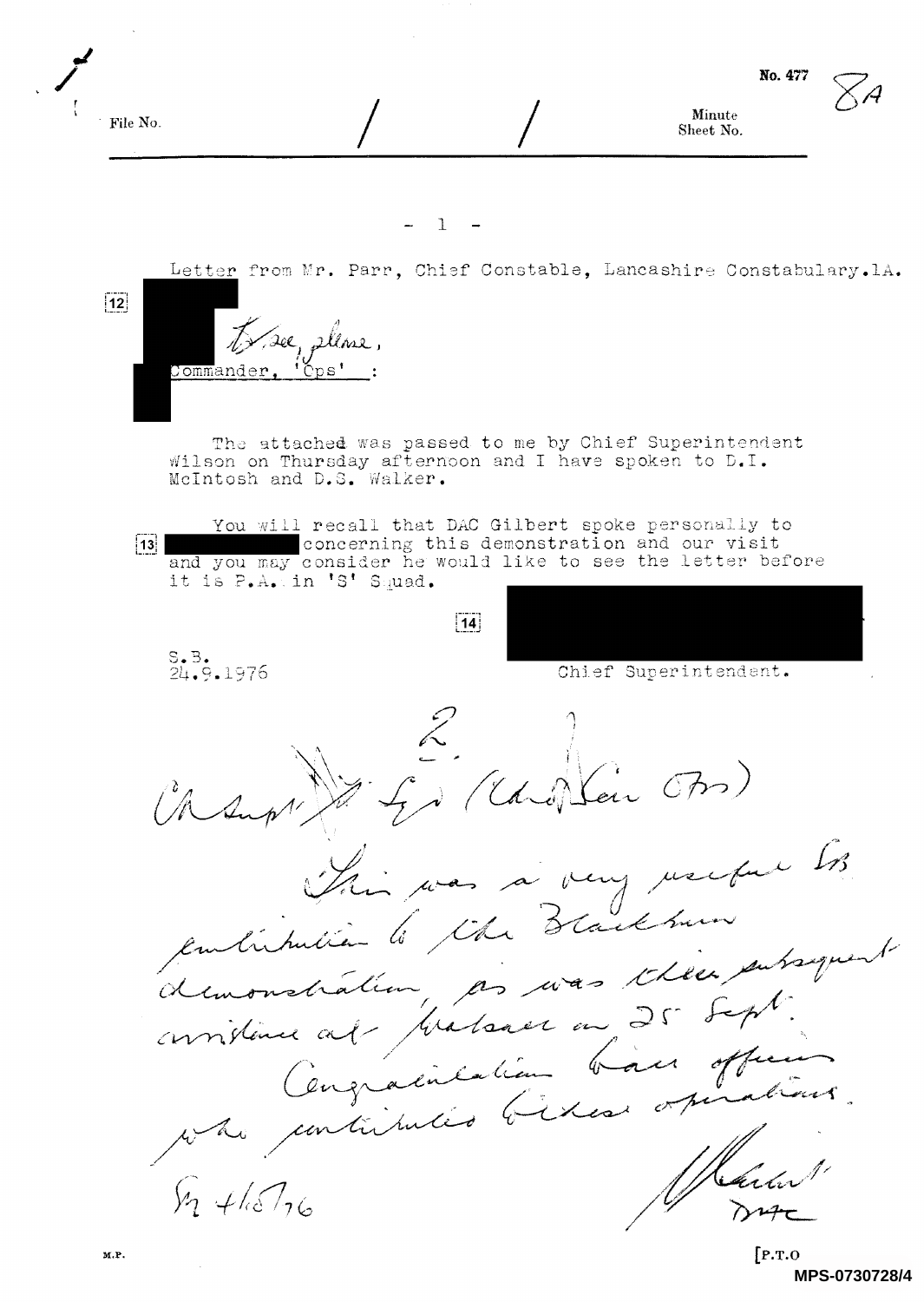No. 477 8A

File No. / / Minute Sheet No.

\- 1 -

Letter from Mr. Parr, Chief Constable, Lancashire Constabulary.1A.

[12]

To see, please,

Commander, 'Ops' :

The attached was passed to me by Chief Superintendent Wilson on Thursday afternoon and I have spoken to D.I. McIntosh and D.S. Walker.

You will recall that DAC Gilbert spoke personally to [13] concerning this demonstration and our visit and you may consider he would like to see the letter before it is P.A. in 'S' Squad.

[14]

S.B.
24.9.1976

Chief Superintendent.

2.

Ch Supt ... (... Ops)

This was a very useful SB contribution to the Blackburn demonstration, as was their subsequent assistance at Walsall on 25 Sept. Congratulations to all officers who contributed to these operations.

Sgd 4/10/76

DAC

M.P.

[P.T.O